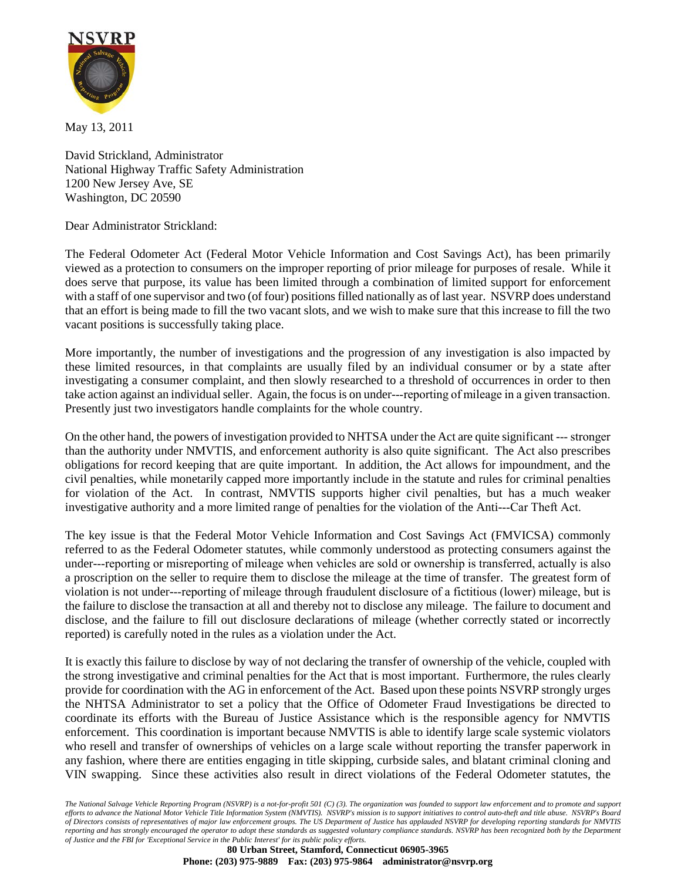NSVRP

May 13, 2011

David Strickland, Administrator
National Highway Traffic Safety Administration
1200 New Jersey Ave, SE
Washington, DC 20590

Dear Administrator Strickland:

The Federal Odometer Act (Federal Motor Vehicle Information and Cost Savings Act), has been primarily viewed as a protection to consumers on the improper reporting of prior mileage for purposes of resale. While it does serve that purpose, its value has been limited through a combination of limited support for enforcement with a staff of one supervisor and two (of four) positions filled nationally as of last year. NSVRP does understand that an effort is being made to fill the two vacant slots, and we wish to make sure that this increase to fill the two vacant positions is successfully taking place.

More importantly, the number of investigations and the progression of any investigation is also impacted by these limited resources, in that complaints are usually filed by an individual consumer or by a state after investigating a consumer complaint, and then slowly researched to a threshold of occurrences in order to then take action against an individual seller. Again, the focus is on under---reporting of mileage in a given transaction. Presently just two investigators handle complaints for the whole country.

On the other hand, the powers of investigation provided to NHTSA under the Act are quite significant --- stronger than the authority under NMVTIS, and enforcement authority is also quite significant. The Act also prescribes obligations for record keeping that are quite important. In addition, the Act allows for impoundment, and the civil penalties, while monetarily capped more importantly include in the statute and rules for criminal penalties for violation of the Act. In contrast, NMVTIS supports higher civil penalties, but has a much weaker investigative authority and a more limited range of penalties for the violation of the Anti---Car Theft Act.

The key issue is that the Federal Motor Vehicle Information and Cost Savings Act (FMVICSA) commonly referred to as the Federal Odometer statutes, while commonly understood as protecting consumers against the under---reporting or misreporting of mileage when vehicles are sold or ownership is transferred, actually is also a proscription on the seller to require them to disclose the mileage at the time of transfer. The greatest form of violation is not under---reporting of mileage through fraudulent disclosure of a fictitious (lower) mileage, but is the failure to disclose the transaction at all and thereby not to disclose any mileage. The failure to document and disclose, and the failure to fill out disclosure declarations of mileage (whether correctly stated or incorrectly reported) is carefully noted in the rules as a violation under the Act.

It is exactly this failure to disclose by way of not declaring the transfer of ownership of the vehicle, coupled with the strong investigative and criminal penalties for the Act that is most important. Furthermore, the rules clearly provide for coordination with the AG in enforcement of the Act. Based upon these points NSVRP strongly urges the NHTSA Administrator to set a policy that the Office of Odometer Fraud Investigations be directed to coordinate its efforts with the Bureau of Justice Assistance which is the responsible agency for NMVTIS enforcement. This coordination is important because NMVTIS is able to identify large scale systemic violators who resell and transfer of ownerships of vehicles on a large scale without reporting the transfer paperwork in any fashion, where there are entities engaging in title skipping, curbside sales, and blatant criminal cloning and VIN swapping. Since these activities also result in direct violations of the Federal Odometer statutes, the

*The National Salvage Vehicle Reporting Program (NSVRP) is a not-for-profit 501 (C) (3). The organization was founded to support law enforcement and to promote and support efforts to advance the National Motor Vehicle Title Information System (NMVTIS). NSVRP's mission is to support initiatives to control auto-theft and title abuse. NSVRP's Board of Directors consists of representatives of major law enforcement groups. The US Department of Justice has applauded NSVRP for developing reporting standards for NMVTIS reporting and has strongly encouraged the operator to adopt these standards as suggested voluntary compliance standards. NSVRP has been recognized both by the Department of Justice and the FBI for 'Exceptional Service in the Public Interest' for its public policy efforts.*

**80 Urban Street, Stamford, Connecticut 06905-3965**
**Phone: (203) 975-9889 Fax: (203) 975-9864 administrator@nsvrp.org**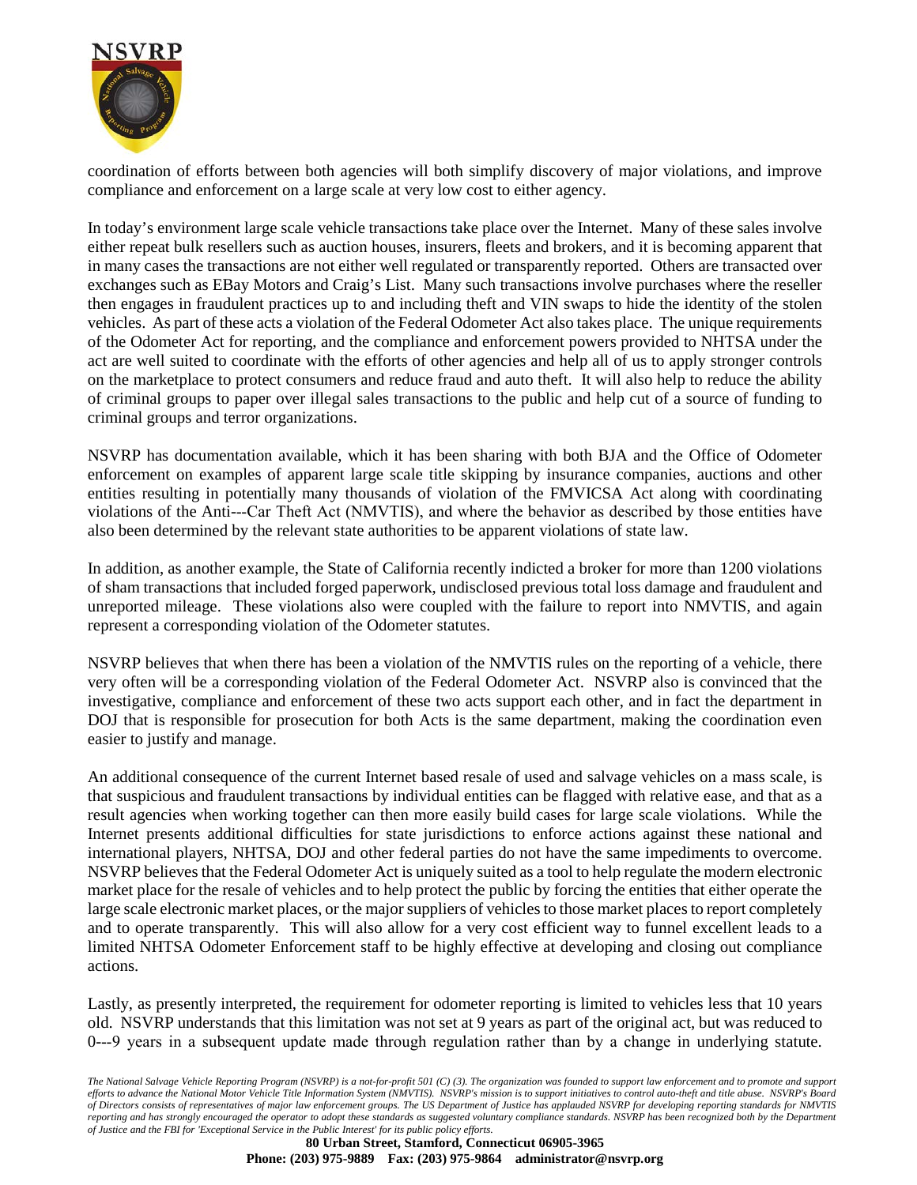coordination of efforts between both agencies will both simplify discovery of major violations, and improve compliance and enforcement on a large scale at very low cost to either agency.

In today's environment large scale vehicle transactions take place over the Internet. Many of these sales involve either repeat bulk resellers such as auction houses, insurers, fleets and brokers, and it is becoming apparent that in many cases the transactions are not either well regulated or transparently reported. Others are transacted over exchanges such as EBay Motors and Craig's List. Many such transactions involve purchases where the reseller then engages in fraudulent practices up to and including theft and VIN swaps to hide the identity of the stolen vehicles. As part of these acts a violation of the Federal Odometer Act also takes place. The unique requirements of the Odometer Act for reporting, and the compliance and enforcement powers provided to NHTSA under the act are well suited to coordinate with the efforts of other agencies and help all of us to apply stronger controls on the marketplace to protect consumers and reduce fraud and auto theft. It will also help to reduce the ability of criminal groups to paper over illegal sales transactions to the public and help cut of a source of funding to criminal groups and terror organizations.

NSVRP has documentation available, which it has been sharing with both BJA and the Office of Odometer enforcement on examples of apparent large scale title skipping by insurance companies, auctions and other entities resulting in potentially many thousands of violation of the FMVICSA Act along with coordinating violations of the Anti---Car Theft Act (NMVTIS), and where the behavior as described by those entities have also been determined by the relevant state authorities to be apparent violations of state law.

In addition, as another example, the State of California recently indicted a broker for more than 1200 violations of sham transactions that included forged paperwork, undisclosed previous total loss damage and fraudulent and unreported mileage. These violations also were coupled with the failure to report into NMVTIS, and again represent a corresponding violation of the Odometer statutes.

NSVRP believes that when there has been a violation of the NMVTIS rules on the reporting of a vehicle, there very often will be a corresponding violation of the Federal Odometer Act. NSVRP also is convinced that the investigative, compliance and enforcement of these two acts support each other, and in fact the department in DOJ that is responsible for prosecution for both Acts is the same department, making the coordination even easier to justify and manage.

An additional consequence of the current Internet based resale of used and salvage vehicles on a mass scale, is that suspicious and fraudulent transactions by individual entities can be flagged with relative ease, and that as a result agencies when working together can then more easily build cases for large scale violations. While the Internet presents additional difficulties for state jurisdictions to enforce actions against these national and international players, NHTSA, DOJ and other federal parties do not have the same impediments to overcome. NSVRP believes that the Federal Odometer Act is uniquely suited as a tool to help regulate the modern electronic market place for the resale of vehicles and to help protect the public by forcing the entities that either operate the large scale electronic market places, or the major suppliers of vehicles to those market places to report completely and to operate transparently. This will also allow for a very cost efficient way to funnel excellent leads to a limited NHTSA Odometer Enforcement staff to be highly effective at developing and closing out compliance actions.

Lastly, as presently interpreted, the requirement for odometer reporting is limited to vehicles less that 10 years old. NSVRP understands that this limitation was not set at 9 years as part of the original act, but was reduced to 0---9 years in a subsequent update made through regulation rather than by a change in underlying statute.

*The National Salvage Vehicle Reporting Program (NSVRP) is a not-for-profit 501 (C) (3). The organization was founded to support law enforcement and to promote and support efforts to advance the National Motor Vehicle Title Information System (NMVTIS). NSVRP's mission is to support initiatives to control auto-theft and title abuse. NSVRP's Board of Directors consists of representatives of major law enforcement groups. The US Department of Justice has applauded NSVRP for developing reporting standards for NMVTIS reporting and has strongly encouraged the operator to adopt these standards as suggested voluntary compliance standards. NSVRP has been recognized both by the Department of Justice and the FBI for 'Exceptional Service in the Public Interest' for its public policy efforts.*

**80 Urban Street, Stamford, Connecticut 06905-3965**
**Phone: (203) 975-9889 Fax: (203) 975-9864 administrator@nsvrp.org**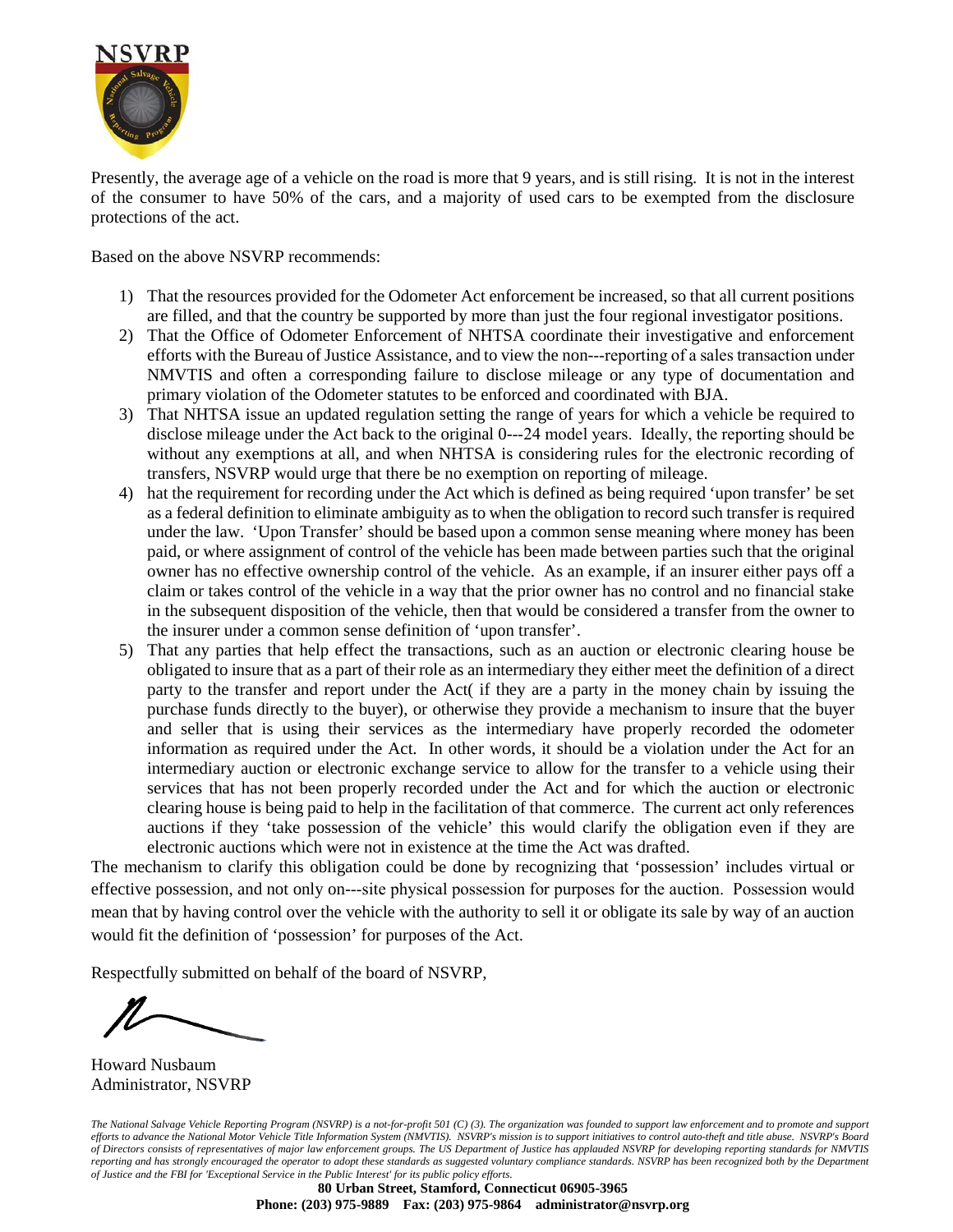Presently, the average age of a vehicle on the road is more that 9 years, and is still rising. It is not in the interest of the consumer to have 50% of the cars, and a majority of used cars to be exempted from the disclosure protections of the act.

Based on the above NSVRP recommends:

1) That the resources provided for the Odometer Act enforcement be increased, so that all current positions are filled, and that the country be supported by more than just the four regional investigator positions.
2) That the Office of Odometer Enforcement of NHTSA coordinate their investigative and enforcement efforts with the Bureau of Justice Assistance, and to view the non---reporting of a sales transaction under NMVTIS and often a corresponding failure to disclose mileage or any type of documentation and primary violation of the Odometer statutes to be enforced and coordinated with BJA.
3) That NHTSA issue an updated regulation setting the range of years for which a vehicle be required to disclose mileage under the Act back to the original 0---24 model years. Ideally, the reporting should be without any exemptions at all, and when NHTSA is considering rules for the electronic recording of transfers, NSVRP would urge that there be no exemption on reporting of mileage.
4) hat the requirement for recording under the Act which is defined as being required 'upon transfer' be set as a federal definition to eliminate ambiguity as to when the obligation to record such transfer is required under the law. 'Upon Transfer' should be based upon a common sense meaning where money has been paid, or where assignment of control of the vehicle has been made between parties such that the original owner has no effective ownership control of the vehicle. As an example, if an insurer either pays off a claim or takes control of the vehicle in a way that the prior owner has no control and no financial stake in the subsequent disposition of the vehicle, then that would be considered a transfer from the owner to the insurer under a common sense definition of 'upon transfer'.
5) That any parties that help effect the transactions, such as an auction or electronic clearing house be obligated to insure that as a part of their role as an intermediary they either meet the definition of a direct party to the transfer and report under the Act( if they are a party in the money chain by issuing the purchase funds directly to the buyer), or otherwise they provide a mechanism to insure that the buyer and seller that is using their services as the intermediary have properly recorded the odometer information as required under the Act. In other words, it should be a violation under the Act for an intermediary auction or electronic exchange service to allow for the transfer to a vehicle using their services that has not been properly recorded under the Act and for which the auction or electronic clearing house is being paid to help in the facilitation of that commerce. The current act only references auctions if they 'take possession of the vehicle' this would clarify the obligation even if they are electronic auctions which were not in existence at the time the Act was drafted.

The mechanism to clarify this obligation could be done by recognizing that 'possession' includes virtual or effective possession, and not only on---site physical possession for purposes for the auction. Possession would mean that by having control over the vehicle with the authority to sell it or obligate its sale by way of an auction would fit the definition of 'possession' for purposes of the Act.

Respectfully submitted on behalf of the board of NSVRP,

Howard Nusbaum
Administrator, NSVRP

*The National Salvage Vehicle Reporting Program (NSVRP) is a not-for-profit 501 (C) (3). The organization was founded to support law enforcement and to promote and support efforts to advance the National Motor Vehicle Title Information System (NMVTIS). NSVRP's mission is to support initiatives to control auto-theft and title abuse. NSVRP's Board of Directors consists of representatives of major law enforcement groups. The US Department of Justice has applauded NSVRP for developing reporting standards for NMVTIS reporting and has strongly encouraged the operator to adopt these standards as suggested voluntary compliance standards. NSVRP has been recognized both by the Department of Justice and the FBI for 'Exceptional Service in the Public Interest' for its public policy efforts.*

**80 Urban Street, Stamford, Connecticut 06905-3965**
**Phone: (203) 975-9889 Fax: (203) 975-9864 administrator@nsvrp.org**